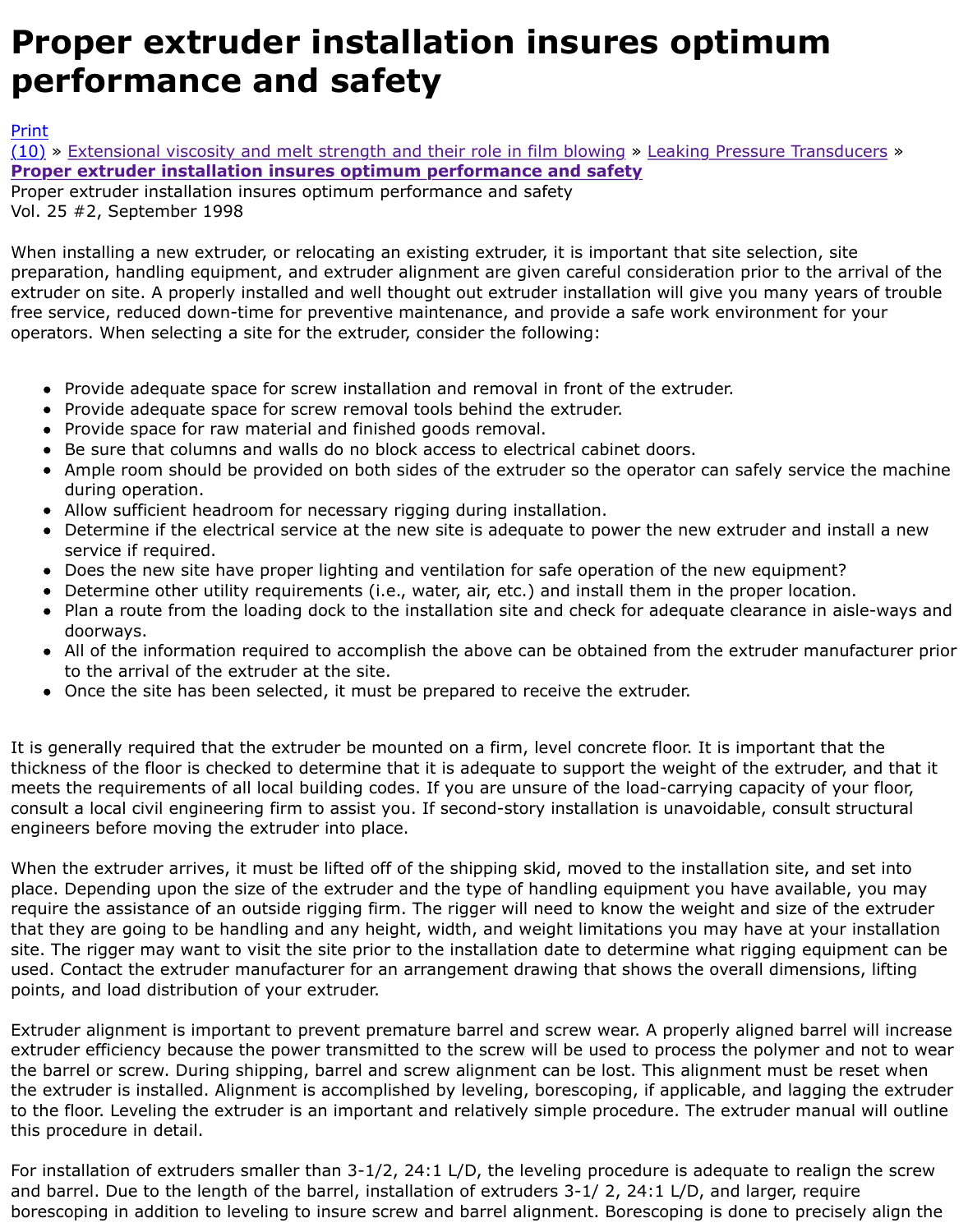# Proper extruder installation insures optimum performance and safety

Print
(10) » Extensional viscosity and melt strength and their role in film blowing » Leaking Pressure Transducers » **Proper extruder installation insures optimum performance and safety**
Proper extruder installation insures optimum performance and safety
Vol. 25 #2, September 1998

When installing a new extruder, or relocating an existing extruder, it is important that site selection, site preparation, handling equipment, and extruder alignment are given careful consideration prior to the arrival of the extruder on site. A properly installed and well thought out extruder installation will give you many years of trouble free service, reduced down-time for preventive maintenance, and provide a safe work environment for your operators. When selecting a site for the extruder, consider the following:

- Provide adequate space for screw installation and removal in front of the extruder.
- Provide adequate space for screw removal tools behind the extruder.
- Provide space for raw material and finished goods removal.
- Be sure that columns and walls do no block access to electrical cabinet doors.
- Ample room should be provided on both sides of the extruder so the operator can safely service the machine during operation.
- Allow sufficient headroom for necessary rigging during installation.
- Determine if the electrical service at the new site is adequate to power the new extruder and install a new service if required.
- Does the new site have proper lighting and ventilation for safe operation of the new equipment?
- Determine other utility requirements (i.e., water, air, etc.) and install them in the proper location.
- Plan a route from the loading dock to the installation site and check for adequate clearance in aisle-ways and doorways.
- All of the information required to accomplish the above can be obtained from the extruder manufacturer prior to the arrival of the extruder at the site.
- Once the site has been selected, it must be prepared to receive the extruder.

It is generally required that the extruder be mounted on a firm, level concrete floor. It is important that the thickness of the floor is checked to determine that it is adequate to support the weight of the extruder, and that it meets the requirements of all local building codes. If you are unsure of the load-carrying capacity of your floor, consult a local civil engineering firm to assist you. If second-story installation is unavoidable, consult structural engineers before moving the extruder into place.

When the extruder arrives, it must be lifted off of the shipping skid, moved to the installation site, and set into place. Depending upon the size of the extruder and the type of handling equipment you have available, you may require the assistance of an outside rigging firm. The rigger will need to know the weight and size of the extruder that they are going to be handling and any height, width, and weight limitations you may have at your installation site. The rigger may want to visit the site prior to the installation date to determine what rigging equipment can be used. Contact the extruder manufacturer for an arrangement drawing that shows the overall dimensions, lifting points, and load distribution of your extruder.

Extruder alignment is important to prevent premature barrel and screw wear. A properly aligned barrel will increase extruder efficiency because the power transmitted to the screw will be used to process the polymer and not to wear the barrel or screw. During shipping, barrel and screw alignment can be lost. This alignment must be reset when the extruder is installed. Alignment is accomplished by leveling, borescoping, if applicable, and lagging the extruder to the floor. Leveling the extruder is an important and relatively simple procedure. The extruder manual will outline this procedure in detail.

For installation of extruders smaller than 3-1/2, 24:1 L/D, the leveling procedure is adequate to realign the screw and barrel. Due to the length of the barrel, installation of extruders 3-1/ 2, 24:1 L/D, and larger, require borescoping in addition to leveling to insure screw and barrel alignment. Borescoping is done to precisely align the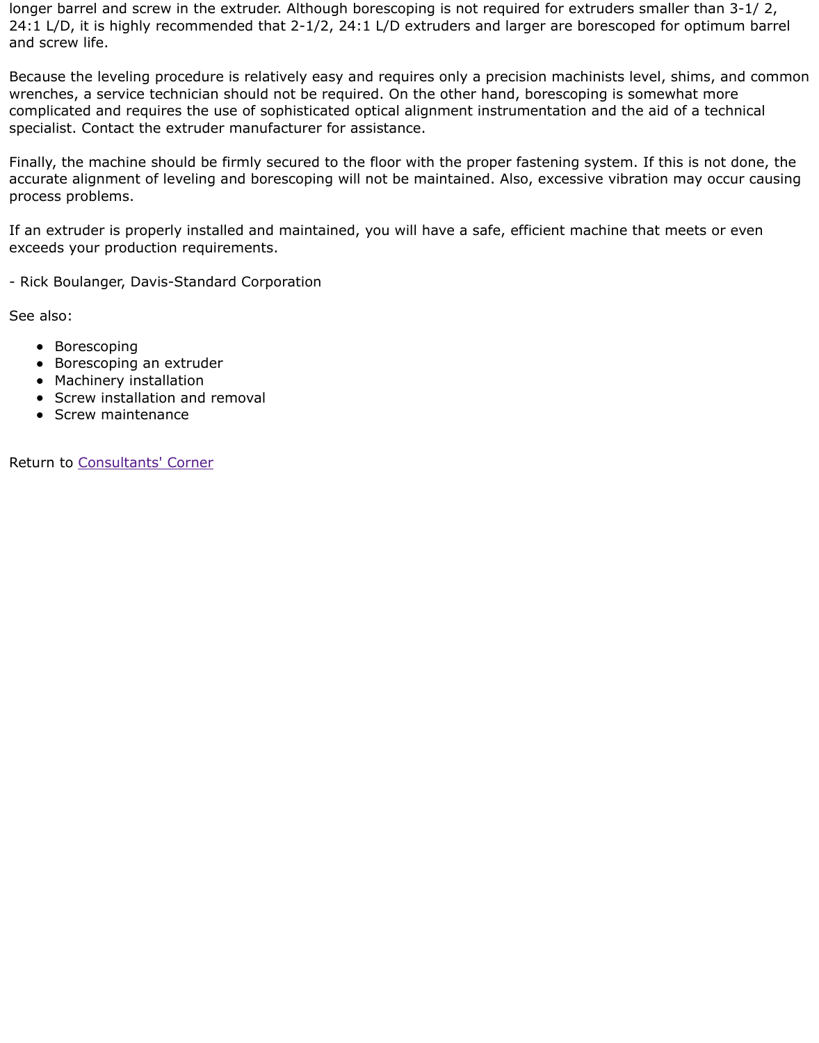longer barrel and screw in the extruder. Although borescoping is not required for extruders smaller than 3-1/ 2, 24:1 L/D, it is highly recommended that 2-1/2, 24:1 L/D extruders and larger are borescoped for optimum barrel and screw life.

Because the leveling procedure is relatively easy and requires only a precision machinists level, shims, and common wrenches, a service technician should not be required. On the other hand, borescoping is somewhat more complicated and requires the use of sophisticated optical alignment instrumentation and the aid of a technical specialist. Contact the extruder manufacturer for assistance.

Finally, the machine should be firmly secured to the floor with the proper fastening system. If this is not done, the accurate alignment of leveling and borescoping will not be maintained. Also, excessive vibration may occur causing process problems.

If an extruder is properly installed and maintained, you will have a safe, efficient machine that meets or even exceeds your production requirements.

- Rick Boulanger, Davis-Standard Corporation

See also:

- Borescoping
- Borescoping an extruder
- Machinery installation
- Screw installation and removal
- Screw maintenance

Return to Consultants' Corner